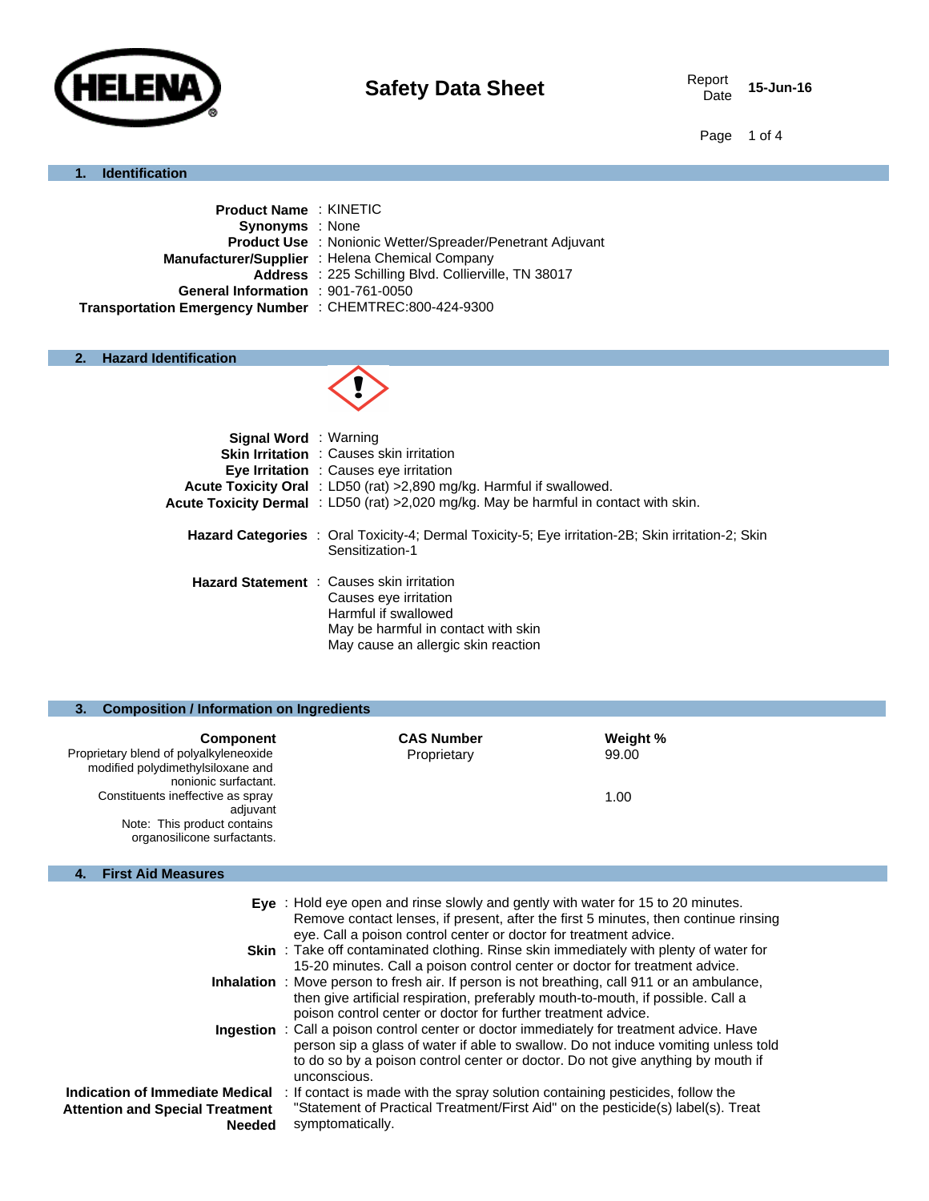# Safety Data Sheet

Report Date **15-Jun-16**

## 1. Identification

**Product Name** : KINETIC
**Synonyms** : None
**Product Use** : Nonionic Wetter/Spreader/Penetrant Adjuvant
**Manufacturer/Supplier** : Helena Chemical Company
**Address** : 225 Schilling Blvd. Collierville, TN 38017
**General Information** : 901-761-0050
**Transportation Emergency Number** : CHEMTREC:800-424-9300

## 2. Hazard Identification

**Signal Word** : Warning
**Skin Irritation** : Causes skin irritation
**Eye Irritation** : Causes eye irritation
**Acute Toxicity Oral** : LD50 (rat) >2,890 mg/kg. Harmful if swallowed.
**Acute Toxicity Dermal** : LD50 (rat) >2,020 mg/kg. May be harmful in contact with skin.

**Hazard Categories** : Oral Toxicity-4; Dermal Toxicity-5; Eye irritation-2B; Skin irritation-2; Skin Sensitization-1

**Hazard Statement** : Causes skin irritation
Causes eye irritation
Harmful if swallowed
May be harmful in contact with skin
May cause an allergic skin reaction

## 3. Composition / Information on Ingredients

| Component | CAS Number | Weight % |
|---|---|---|
| Proprietary blend of polyalkyleneoxide modified polydimethylsiloxane and nonionic surfactant. | Proprietary | 99.00 |
| Constituents ineffective as spray adjuvant | | 1.00 |
| Note: This product contains organosilicone surfactants. | | |

## 4. First Aid Measures

**Eye** : Hold eye open and rinse slowly and gently with water for 15 to 20 minutes. Remove contact lenses, if present, after the first 5 minutes, then continue rinsing eye. Call a poison control center or doctor for treatment advice.

**Skin** : Take off contaminated clothing. Rinse skin immediately with plenty of water for 15-20 minutes. Call a poison control center or doctor for treatment advice.

**Inhalation** : Move person to fresh air. If person is not breathing, call 911 or an ambulance, then give artificial respiration, preferably mouth-to-mouth, if possible. Call a poison control center or doctor for further treatment advice.

**Ingestion** : Call a poison control center or doctor immediately for treatment advice. Have person sip a glass of water if able to swallow. Do not induce vomiting unless told to do so by a poison control center or doctor. Do not give anything by mouth if unconscious.

**Indication of Immediate Medical Attention and Special Treatment Needed** : If contact is made with the spray solution containing pesticides, follow the "Statement of Practical Treatment/First Aid" on the pesticide(s) label(s). Treat symptomatically.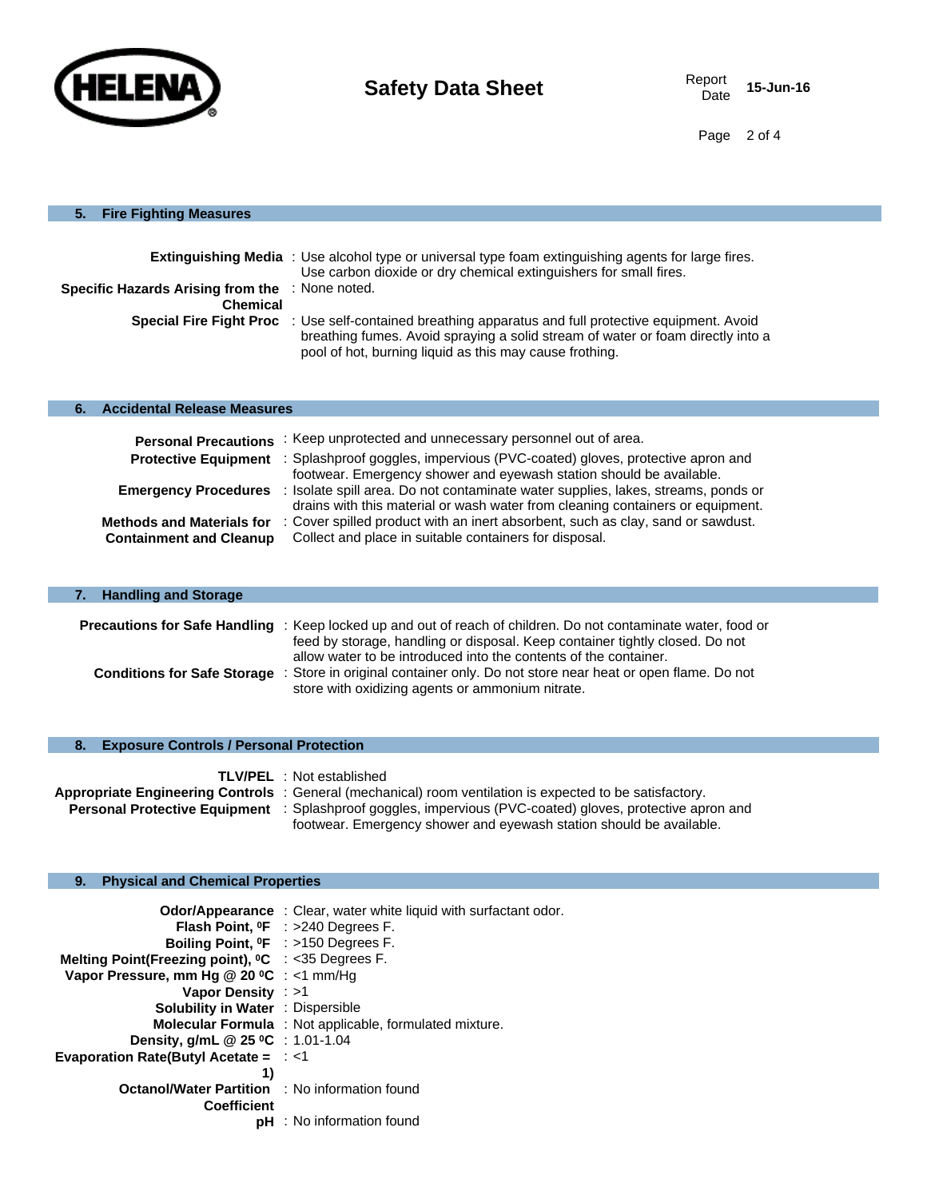## 5. Fire Fighting Measures

**Extinguishing Media** : Use alcohol type or universal type foam extinguishing agents for large fires. Use carbon dioxide or dry chemical extinguishers for small fires.

**Specific Hazards Arising from the Chemical** : None noted.

**Special Fire Fight Proc** : Use self-contained breathing apparatus and full protective equipment. Avoid breathing fumes. Avoid spraying a solid stream of water or foam directly into a pool of hot, burning liquid as this may cause frothing.

## 6. Accidental Release Measures

**Personal Precautions** : Keep unprotected and unnecessary personnel out of area.

**Protective Equipment** : Splashproof goggles, impervious (PVC-coated) gloves, protective apron and footwear. Emergency shower and eyewash station should be available.

**Emergency Procedures** : Isolate spill area. Do not contaminate water supplies, lakes, streams, ponds or drains with this material or wash water from cleaning containers or equipment.

**Methods and Materials for Containment and Cleanup** : Cover spilled product with an inert absorbent, such as clay, sand or sawdust. Collect and place in suitable containers for disposal.

## 7. Handling and Storage

**Precautions for Safe Handling** : Keep locked up and out of reach of children. Do not contaminate water, food or feed by storage, handling or disposal. Keep container tightly closed. Do not allow water to be introduced into the contents of the container.

**Conditions for Safe Storage** : Store in original container only. Do not store near heat or open flame. Do not store with oxidizing agents or ammonium nitrate.

## 8. Exposure Controls / Personal Protection

**TLV/PEL** : Not established

**Appropriate Engineering Controls** : General (mechanical) room ventilation is expected to be satisfactory.

**Personal Protective Equipment** : Splashproof goggles, impervious (PVC-coated) gloves, protective apron and footwear. Emergency shower and eyewash station should be available.

## 9. Physical and Chemical Properties

**Odor/Appearance** : Clear, water white liquid with surfactant odor.

**Flash Point, ⁰F** : >240 Degrees F.

**Boiling Point, ⁰F** : >150 Degrees F.

**Melting Point(Freezing point), ⁰C** : <35 Degrees F.

**Vapor Pressure, mm Hg @ 20 ⁰C** : <1 mm/Hg

**Vapor Density** : >1

**Solubility in Water** : Dispersible

**Molecular Formula** : Not applicable, formulated mixture.

**Density, g/mL @ 25 ⁰C** : 1.01-1.04

**Evaporation Rate(Butyl Acetate = 1)** : <1

**Octanol/Water Partition Coefficient** : No information found

**pH** : No information found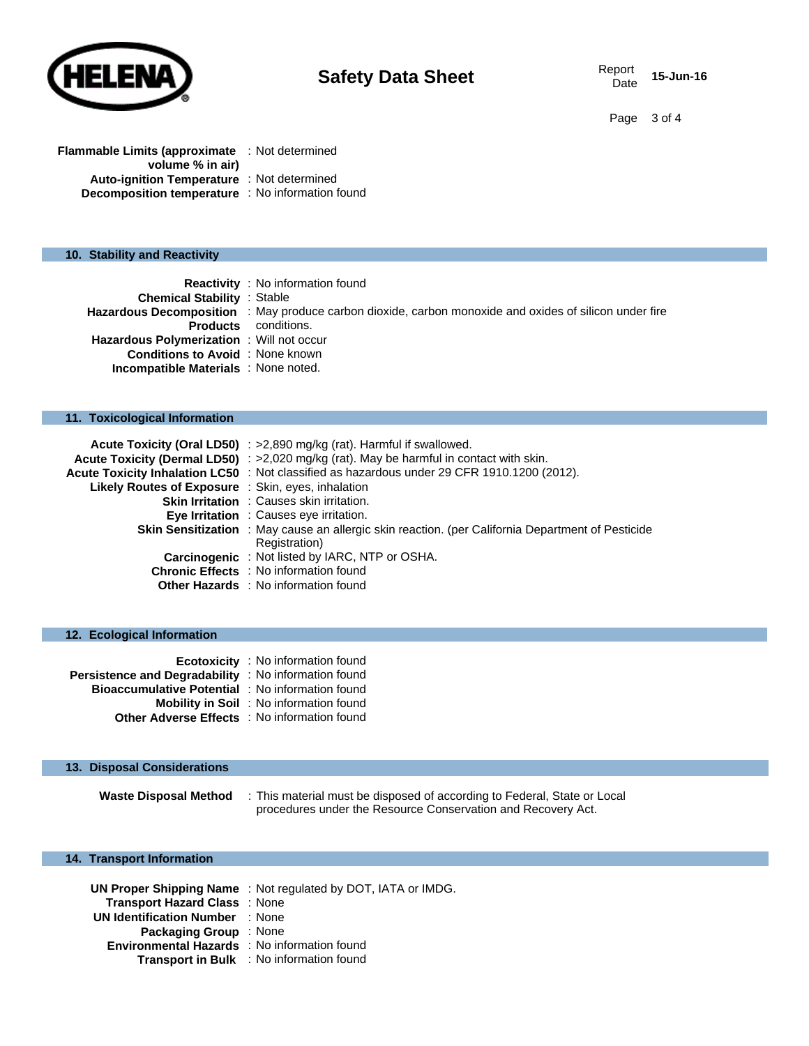**Flammable Limits (approximate volume % in air)** : Not determined
**Auto-ignition Temperature** : Not determined
**Decomposition temperature** : No information found

## 10. Stability and Reactivity

**Reactivity** : No information found
**Chemical Stability** : Stable
**Hazardous Decomposition Products** : May produce carbon dioxide, carbon monoxide and oxides of silicon under fire conditions.
**Hazardous Polymerization** : Will not occur
**Conditions to Avoid** : None known
**Incompatible Materials** : None noted.

## 11. Toxicological Information

**Acute Toxicity (Oral LD50)** : >2,890 mg/kg (rat). Harmful if swallowed.
**Acute Toxicity (Dermal LD50)** : >2,020 mg/kg (rat). May be harmful in contact with skin.
**Acute Toxicity Inhalation LC50** : Not classified as hazardous under 29 CFR 1910.1200 (2012).
**Likely Routes of Exposure** : Skin, eyes, inhalation
**Skin Irritation** : Causes skin irritation.
**Eye Irritation** : Causes eye irritation.
**Skin Sensitization** : May cause an allergic skin reaction. (per California Department of Pesticide Registration)
**Carcinogenic** : Not listed by IARC, NTP or OSHA.
**Chronic Effects** : No information found
**Other Hazards** : No information found

## 12. Ecological Information

**Ecotoxicity** : No information found
**Persistence and Degradability** : No information found
**Bioaccumulative Potential** : No information found
**Mobility in Soil** : No information found
**Other Adverse Effects** : No information found

## 13. Disposal Considerations

**Waste Disposal Method** : This material must be disposed of according to Federal, State or Local procedures under the Resource Conservation and Recovery Act.

## 14. Transport Information

**UN Proper Shipping Name** : Not regulated by DOT, IATA or IMDG.
**Transport Hazard Class** : None
**UN Identification Number** : None
**Packaging Group** : None
**Environmental Hazards** : No information found
**Transport in Bulk** : No information found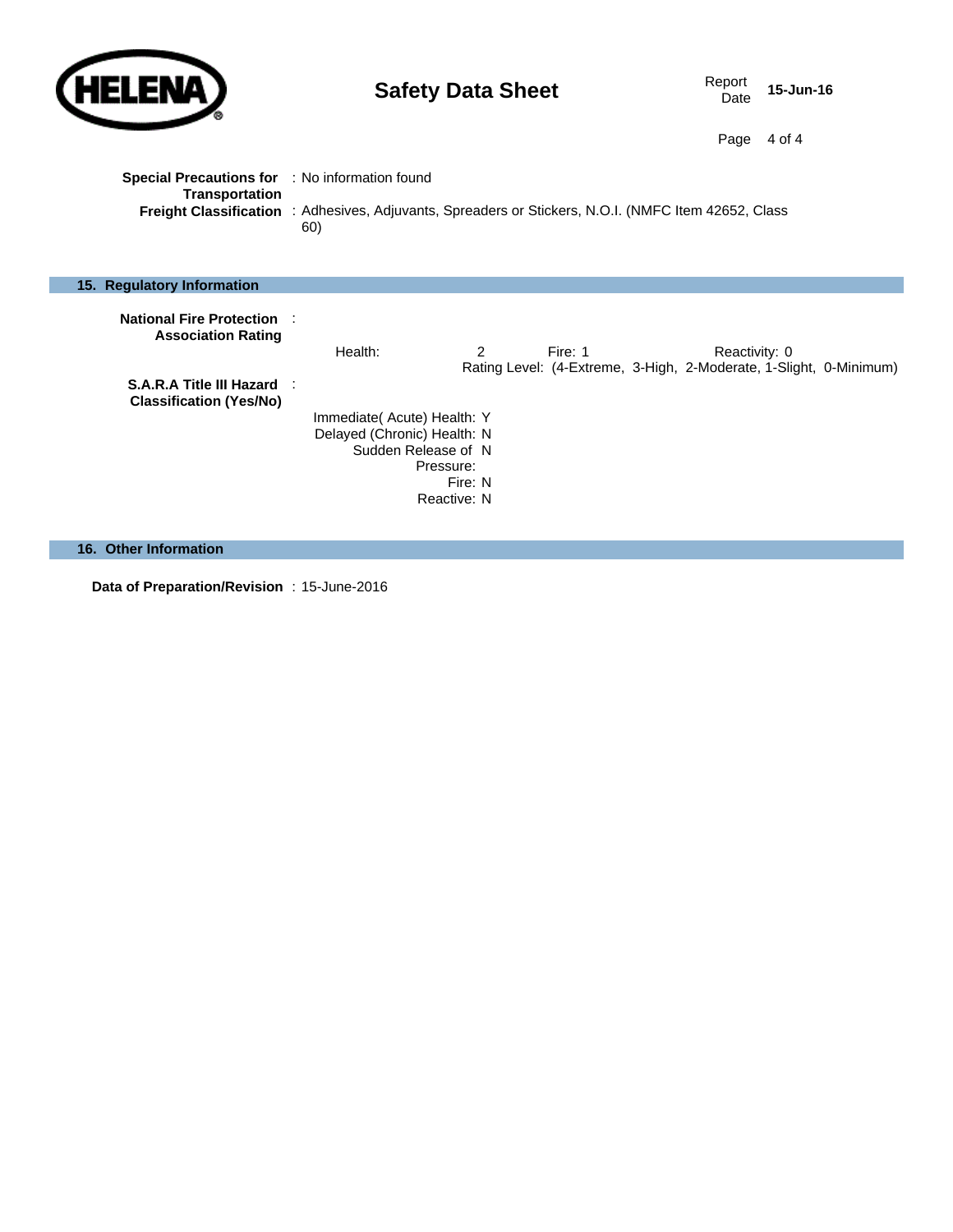**Special Precautions for Transportation** : No information found

**Freight Classification** : Adhesives, Adjuvants, Spreaders or Stickers, N.O.I. (NMFC Item 42652, Class 60)

## 15. Regulatory Information

**National Fire Protection Association Rating** :

Health: 2 Fire: 1 Reactivity: 0

Rating Level: (4-Extreme, 3-High, 2-Moderate, 1-Slight, 0-Minimum)

**S.A.R.A Title III Hazard Classification (Yes/No)** :

Immediate( Acute) Health: Y
Delayed (Chronic) Health: N
Sudden Release of Pressure: N
Fire: N
Reactive: N

## 16. Other Information

**Data of Preparation/Revision** : 15-June-2016